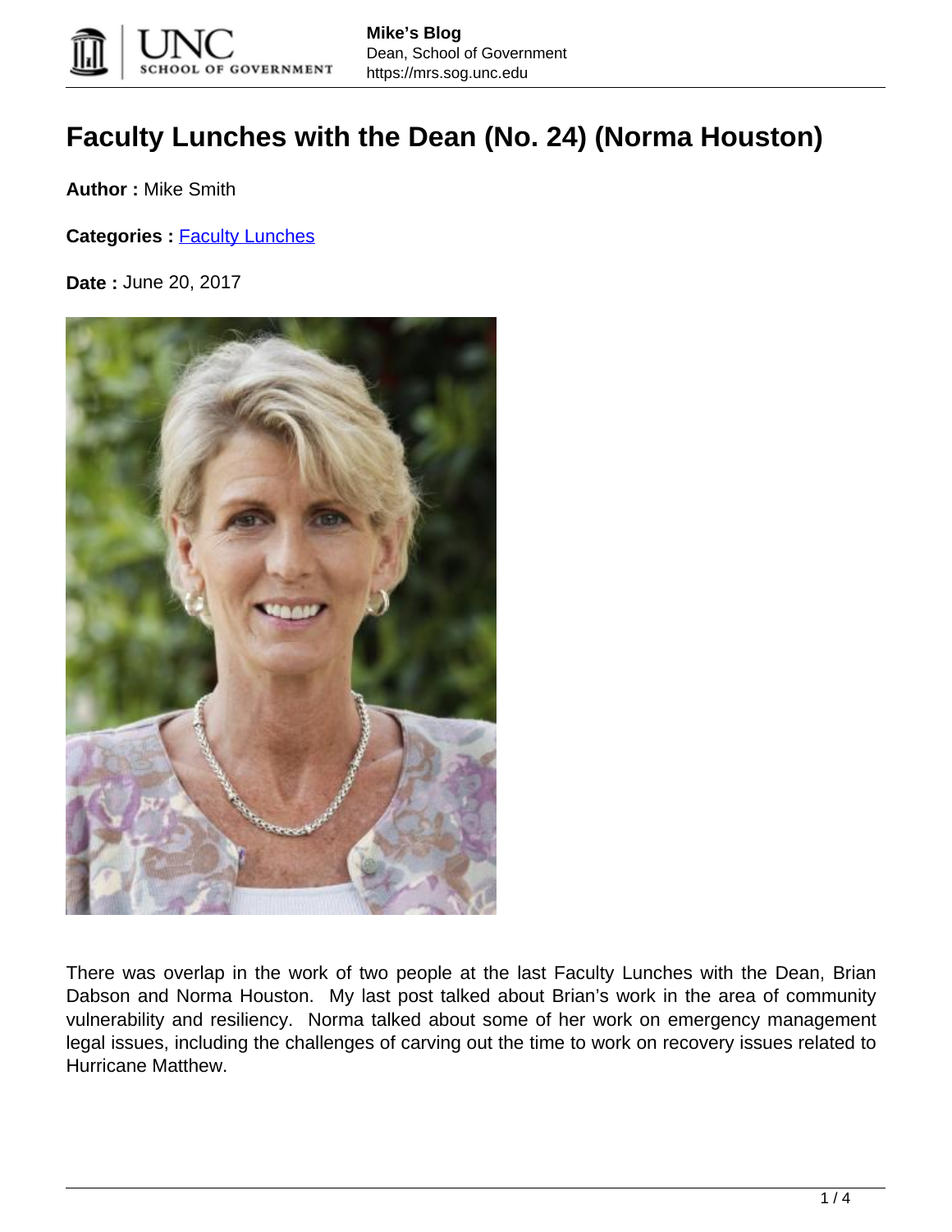# Faculty Lunches with the Dean (No. 24) (Norma Houston)

**Author :** Mike Smith

**Categories :** Faculty Lunches

**Date :** June 20, 2017

There was overlap in the work of two people at the last Faculty Lunches with the Dean, Brian Dabson and Norma Houston. My last post talked about Brian's work in the area of community vulnerability and resiliency. Norma talked about some of her work on emergency management legal issues, including the challenges of carving out the time to work on recovery issues related to Hurricane Matthew.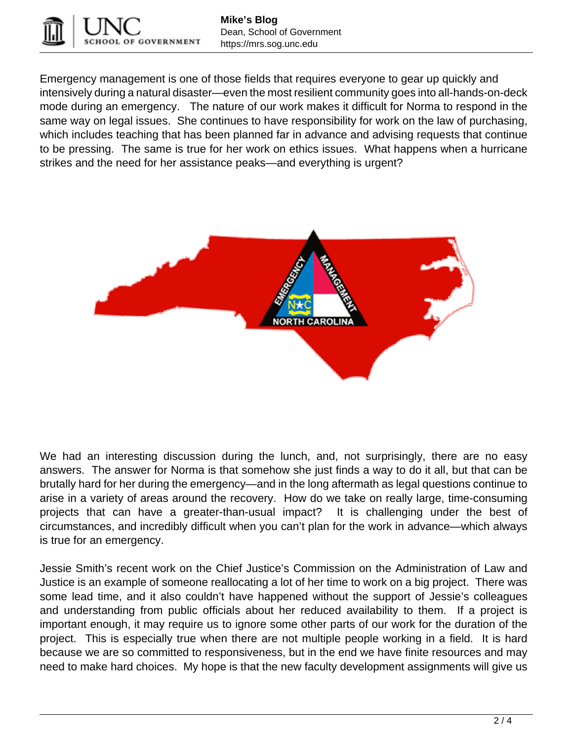Emergency management is one of those fields that requires everyone to gear up quickly and intensively during a natural disaster—even the most resilient community goes into all-hands-on-deck mode during an emergency. The nature of our work makes it difficult for Norma to respond in the same way on legal issues. She continues to have responsibility for work on the law of purchasing, which includes teaching that has been planned far in advance and advising requests that continue to be pressing. The same is true for her work on ethics issues. What happens when a hurricane strikes and the need for her assistance peaks—and everything is urgent?

We had an interesting discussion during the lunch, and, not surprisingly, there are no easy answers. The answer for Norma is that somehow she just finds a way to do it all, but that can be brutally hard for her during the emergency—and in the long aftermath as legal questions continue to arise in a variety of areas around the recovery. How do we take on really large, time-consuming projects that can have a greater-than-usual impact? It is challenging under the best of circumstances, and incredibly difficult when you can't plan for the work in advance—which always is true for an emergency.

Jessie Smith's recent work on the Chief Justice's Commission on the Administration of Law and Justice is an example of someone reallocating a lot of her time to work on a big project. There was some lead time, and it also couldn't have happened without the support of Jessie's colleagues and understanding from public officials about her reduced availability to them. If a project is important enough, it may require us to ignore some other parts of our work for the duration of the project. This is especially true when there are not multiple people working in a field. It is hard because we are so committed to responsiveness, but in the end we have finite resources and may need to make hard choices. My hope is that the new faculty development assignments will give us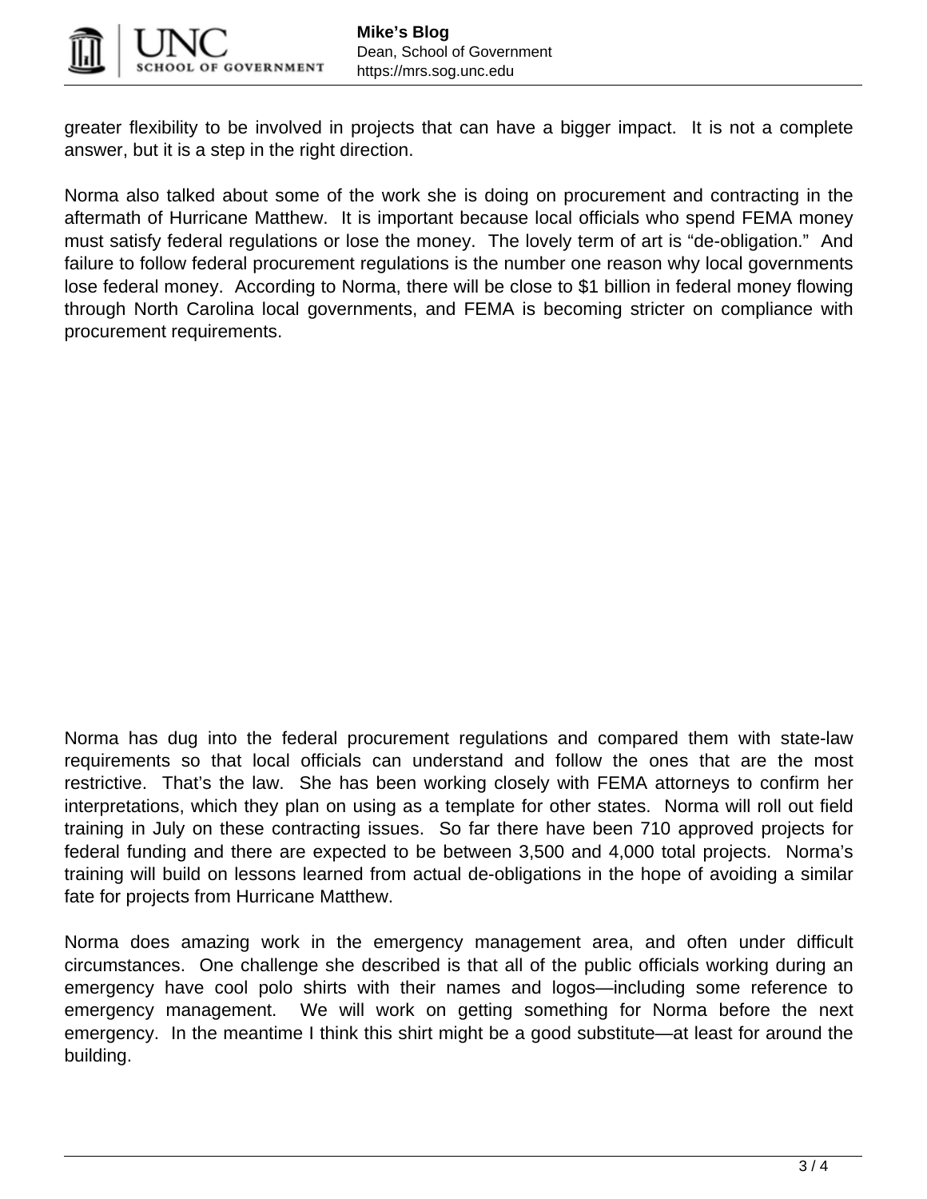greater flexibility to be involved in projects that can have a bigger impact.  It is not a complete answer, but it is a step in the right direction.

Norma also talked about some of the work she is doing on procurement and contracting in the aftermath of Hurricane Matthew.  It is important because local officials who spend FEMA money must satisfy federal regulations or lose the money.  The lovely term of art is “de-obligation.”  And failure to follow federal procurement regulations is the number one reason why local governments lose federal money.  According to Norma, there will be close to $1 billion in federal money flowing through North Carolina local governments, and FEMA is becoming stricter on compliance with procurement requirements.

Norma has dug into the federal procurement regulations and compared them with state-law requirements so that local officials can understand and follow the ones that are the most restrictive.  That’s the law.  She has been working closely with FEMA attorneys to confirm her interpretations, which they plan on using as a template for other states.  Norma will roll out field training in July on these contracting issues.  So far there have been 710 approved projects for federal funding and there are expected to be between 3,500 and 4,000 total projects.  Norma’s training will build on lessons learned from actual de-obligations in the hope of avoiding a similar fate for projects from Hurricane Matthew.

Norma does amazing work in the emergency management area, and often under difficult circumstances.  One challenge she described is that all of the public officials working during an emergency have cool polo shirts with their names and logos—including some reference to emergency management.  We will work on getting something for Norma before the next emergency.  In the meantime I think this shirt might be a good substitute—at least for around the building.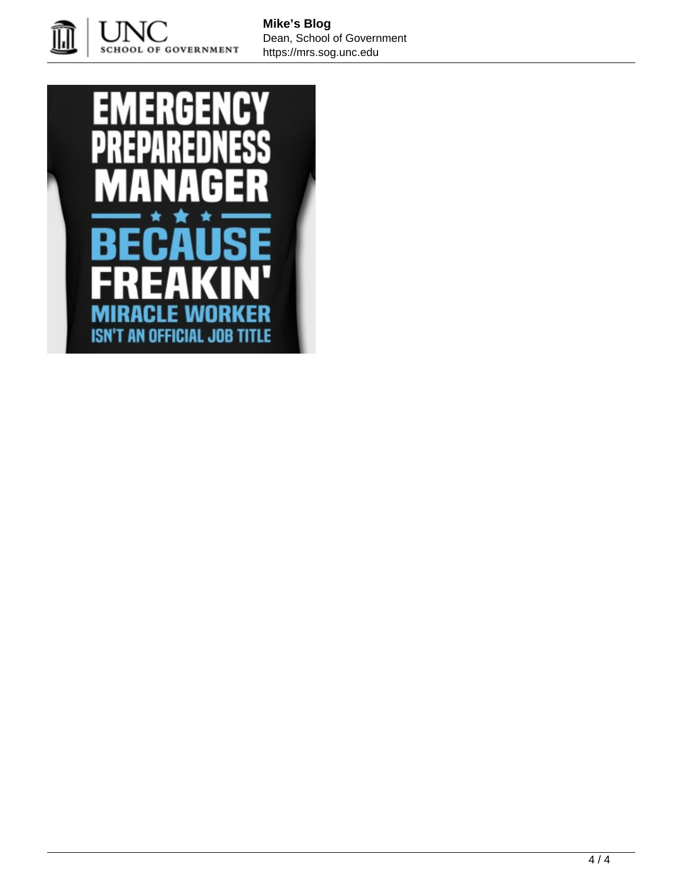EMERGENCY PREPAREDNESS MANAGER

BECAUSE FREAKIN' MIRACLE WORKER ISN'T AN OFFICIAL JOB TITLE